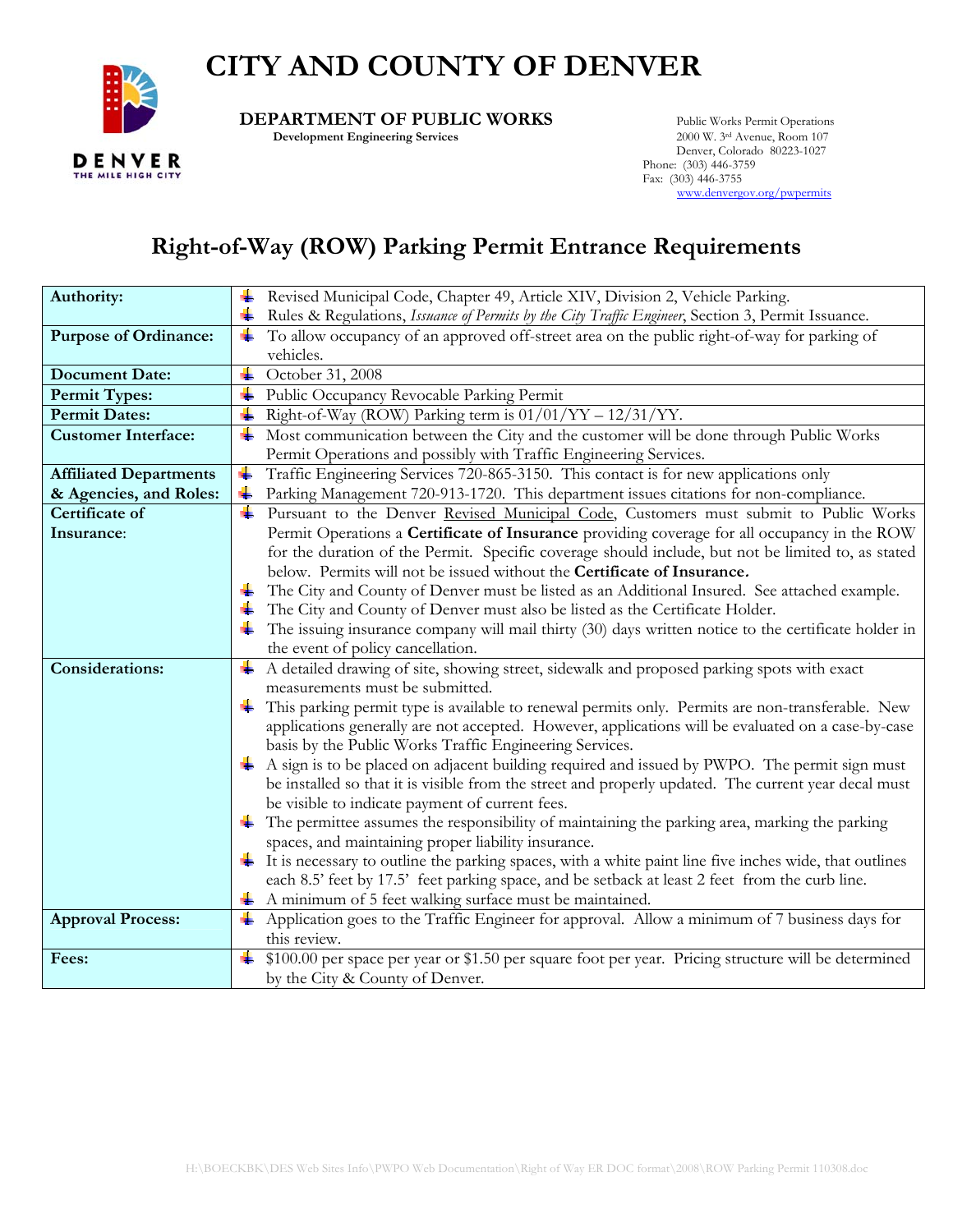# CITY AND COUNTY OF DENVER

**DEPARTMENT OF PUBLIC WORKS**
**Development Engineering Services**

Public Works Permit Operations
2000 W. 3rd Avenue, Room 107
Denver, Colorado 80223-1027
Phone: (303) 446-3759
Fax: (303) 446-3755
www.denvergov.org/pwpermits

## Right-of-Way (ROW) Parking Permit Entrance Requirements

| | |
|---|---|
| **Authority:** | - Revised Municipal Code, Chapter 49, Article XIV, Division 2, Vehicle Parking.<br>- Rules & Regulations, *Issuance of Permits by the City Traffic Engineer*, Section 3, Permit Issuance. |
| **Purpose of Ordinance:** | - To allow occupancy of an approved off-street area on the public right-of-way for parking of vehicles. |
| **Document Date:** | - October 31, 2008 |
| **Permit Types:** | - Public Occupancy Revocable Parking Permit |
| **Permit Dates:** | - Right-of-Way (ROW) Parking term is 01/01/YY – 12/31/YY. |
| **Customer Interface:** | - Most communication between the City and the customer will be done through Public Works Permit Operations and possibly with Traffic Engineering Services. |
| **Affiliated Departments & Agencies, and Roles:** | - Traffic Engineering Services 720-865-3150. This contact is for new applications only<br>- Parking Management 720-913-1720. This department issues citations for non-compliance. |
| **Certificate of Insurance:** | - Pursuant to the Denver Revised Municipal Code, Customers must submit to Public Works Permit Operations a **Certificate of Insurance** providing coverage for all occupancy in the ROW for the duration of the Permit. Specific coverage should include, but not be limited to, as stated below. Permits will not be issued without the **Certificate of Insurance.**<br>- The City and County of Denver must be listed as an Additional Insured. See attached example.<br>- The City and County of Denver must also be listed as the Certificate Holder.<br>- The issuing insurance company will mail thirty (30) days written notice to the certificate holder in the event of policy cancellation. |
| **Considerations:** | - A detailed drawing of site, showing street, sidewalk and proposed parking spots with exact measurements must be submitted.<br>- This parking permit type is available to renewal permits only. Permits are non-transferable. New applications generally are not accepted. However, applications will be evaluated on a case-by-case basis by the Public Works Traffic Engineering Services.<br>- A sign is to be placed on adjacent building required and issued by PWPO. The permit sign must be installed so that it is visible from the street and properly updated. The current year decal must be visible to indicate payment of current fees.<br>- The permittee assumes the responsibility of maintaining the parking area, marking the parking spaces, and maintaining proper liability insurance.<br>- It is necessary to outline the parking spaces, with a white paint line five inches wide, that outlines each 8.5' feet by 17.5' feet parking space, and be setback at least 2 feet from the curb line.<br>- A minimum of 5 feet walking surface must be maintained. |
| **Approval Process:** | - Application goes to the Traffic Engineer for approval. Allow a minimum of 7 business days for this review. |
| **Fees:** | - $100.00 per space per year or $1.50 per square foot per year. Pricing structure will be determined by the City & County of Denver. |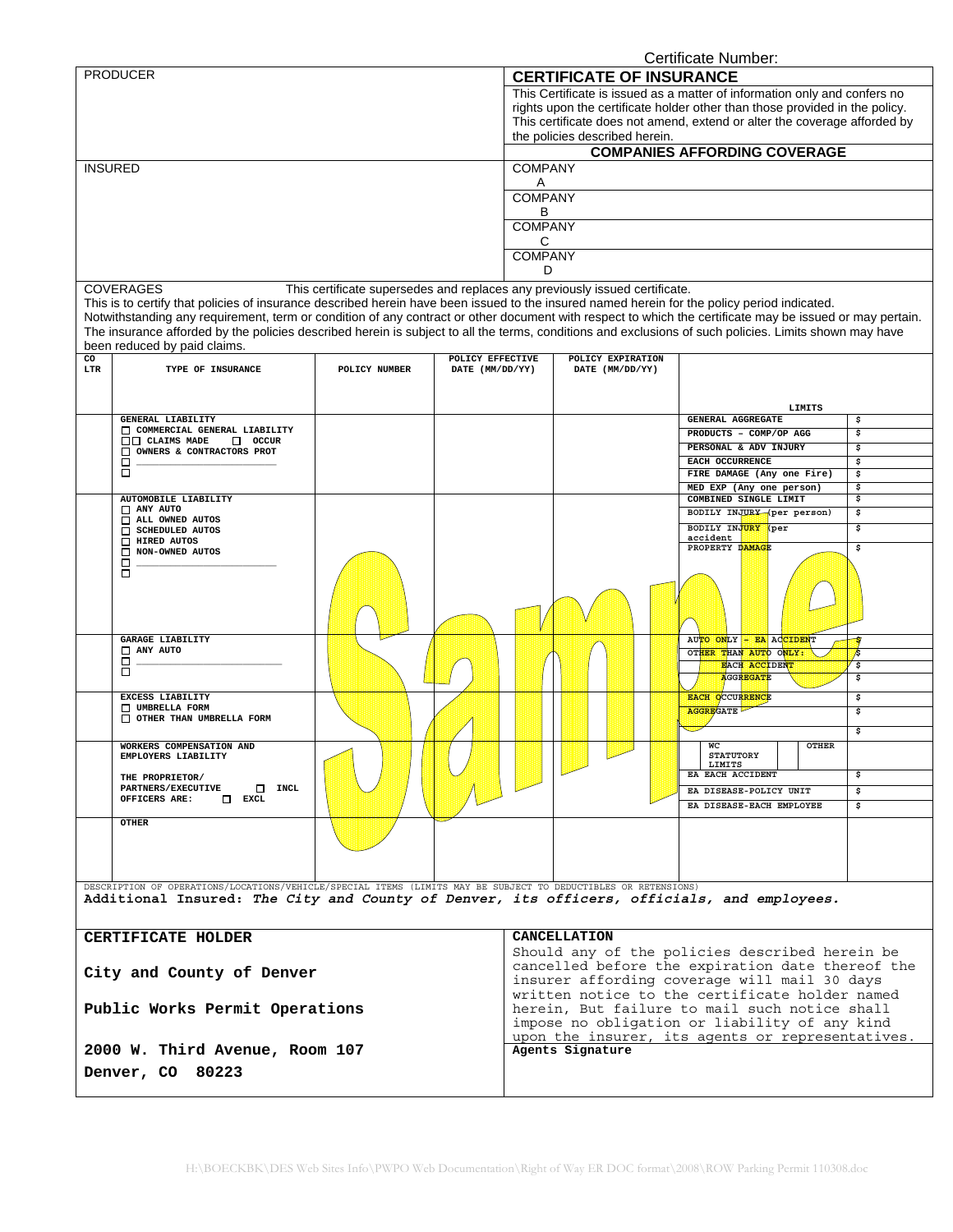Certificate Number:

| PRODUCER | **CERTIFICATE OF INSURANCE** |
|---|---|
| | This Certificate is issued as a matter of information only and confers no rights upon the certificate holder other than those provided in the policy. This certificate does not amend, extend or alter the coverage afforded by the policies described herein. |
| | **COMPANIES AFFORDING COVERAGE** |
| INSURED | COMPANY A |
| | COMPANY B |
| | COMPANY C |
| | COMPANY D |

COVERAGES This certificate supersedes and replaces any previously issued certificate.

This is to certify that policies of insurance described herein have been issued to the insured named herein for the policy period indicated. Notwithstanding any requirement, term or condition of any contract or other document with respect to which the certificate may be issued or may pertain. The insurance afforded by the policies described herein is subject to all the terms, conditions and exclusions of such policies. Limits shown may have been reduced by paid claims.

| CO LTR | TYPE OF INSURANCE | POLICY NUMBER | POLICY EFFECTIVE DATE (MM/DD/YY) | POLICY EXPIRATION DATE (MM/DD/YY) | LIMITS | |
|---|---|---|---|---|---|---|
| | **GENERAL LIABILITY**<br>☐ COMMERCIAL GENERAL LIABILITY<br>☐☐ CLAIMS MADE ☐ OCCUR<br>☐ OWNERS & CONTRACTORS PROT<br>☐ ____________<br>☐ | | | | GENERAL AGGREGATE | $ |
| | | | | | PRODUCTS – COMP/OP AGG | $ |
| | | | | | PERSONAL & ADV INJURY | $ |
| | | | | | EACH OCCURRENCE | $ |
| | | | | | FIRE DAMAGE (Any one Fire) | $ |
| | | | | | MED EXP (Any one person) | $ |
| | **AUTOMOBILE LIABILITY**<br>☐ ANY AUTO<br>☐ ALL OWNED AUTOS<br>☐ SCHEDULED AUTOS<br>☐ HIRED AUTOS<br>☐ NON-OWNED AUTOS<br>☐ ____________<br>☐ | | | | COMBINED SINGLE LIMIT | $ |
| | | | | | BODILY INJURY (per person) | $ |
| | | | | | BODILY INJURY (per accident | $ |
| | | | | | PROPERTY DAMAGE | $ |
| | **GARAGE LIABILITY**<br>☐ ANY AUTO<br>☐ ____________<br>☐ | | | | AUTO ONLY – EA ACCIDENT | $ |
| | | | | | OTHER THAN AUTO ONLY: | $ |
| | | | | | EACH ACCIDENT | $ |
| | | | | | AGGREGATE | $ |
| | **EXCESS LIABILITY**<br>☐ UMBRELLA FORM<br>☐ OTHER THAN UMBRELLA FORM | | | | EACH OCCURRENCE | $ |
| | | | | | AGGREGATE | $ |
| | | | | | | $ |
| | **WORKERS COMPENSATION AND EMPLOYERS LIABILITY**<br>THE PROPRIETOR/ PARTNERS/EXECUTIVE ☐ INCL<br>OFFICERS ARE: ☐ EXCL | | | | WC STATUTORY LIMITS / OTHER | |
| | | | | | EA EACH ACCIDENT | $ |
| | | | | | EA DISEASE-POLICY UNIT | $ |
| | | | | | EA DISEASE-EACH EMPLOYEE | $ |
| | **OTHER** | | | | | |

DESCRIPTION OF OPERATIONS/LOCATIONS/VEHICLE/SPECIAL ITEMS (LIMITS MAY BE SUBJECT TO DEDUCTIBLES OR RETENSIONS)

**Additional Insured:** ***The City and County of Denver, its officers, officials, and employees.***

| **CERTIFICATE HOLDER** | **CANCELLATION** |
|---|---|
| **City and County of Denver**<br><br>**Public Works Permit Operations**<br><br>**2000 W. Third Avenue, Room 107**<br>**Denver, CO 80223** | Should any of the policies described herein be cancelled before the expiration date thereof the insurer affording coverage will mail 30 days written notice to the certificate holder named herein, But failure to mail such notice shall impose no obligation or liability of any kind upon the insurer, its agents or representatives.<br><br>**Agents Signature** |

H:\BOECKBK\DES Web Sites Info\PWPO Web Documentation\Right of Way ER DOC format\2008\ROW Parking Permit 110308.doc